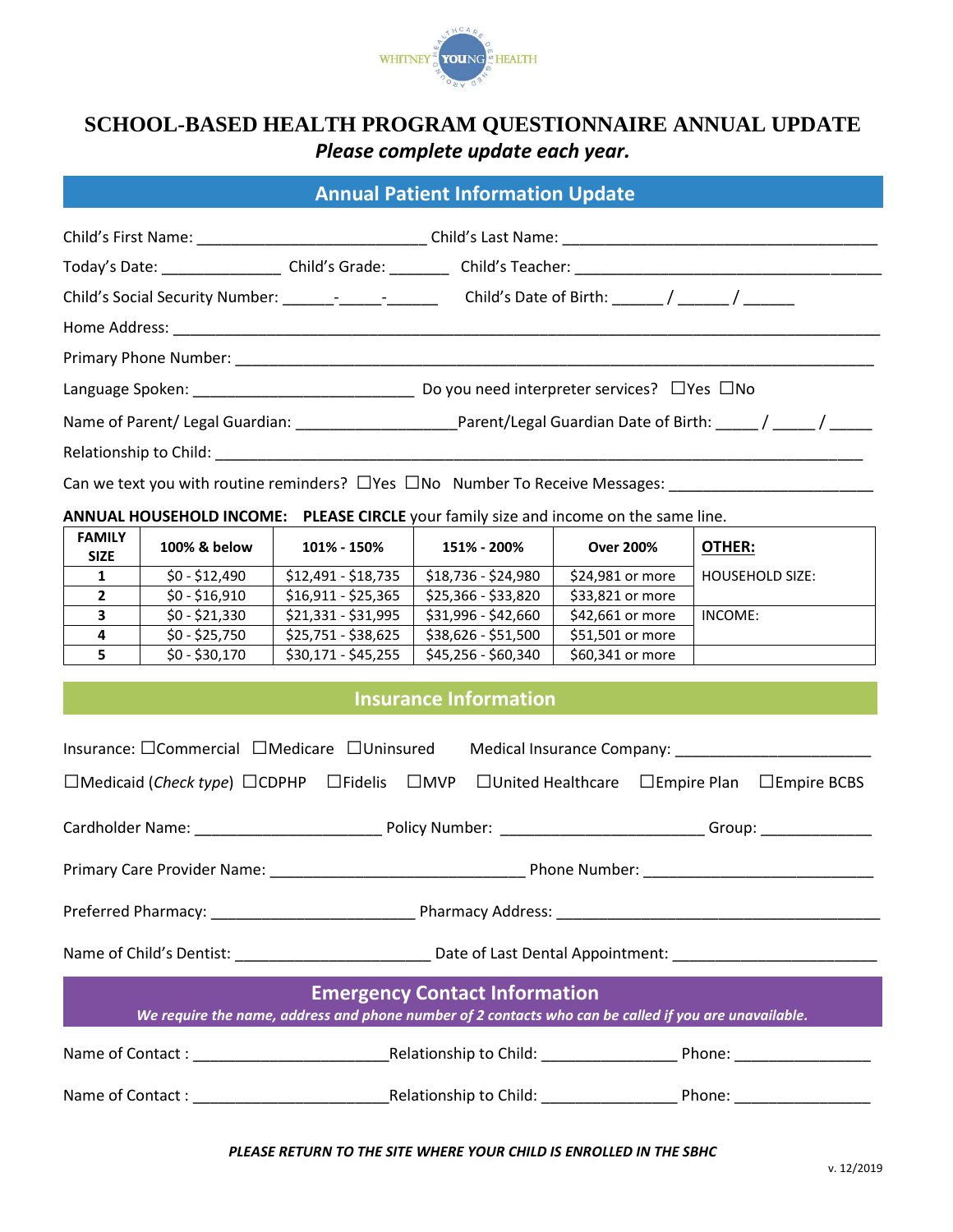# SCHOOL-BASED HEALTH PROGRAM QUESTIONNAIRE ANNUAL UPDATE

***Please complete update each year.***

## Annual Patient Information Update

Child's First Name: __________________________ Child's Last Name: ____________________________________

Today's Date: ______________ Child's Grade: _______ Child's Teacher: ___________________________________

Child's Social Security Number: ______-_____-______ Child's Date of Birth: ______ / ______ / ______

Home Address: ___________________________________________________________________________________

Primary Phone Number: ____________________________________________________________________________

Language Spoken: _________________________ Do you need interpreter services? ☐Yes ☐No

Name of Parent/ Legal Guardian: __________________Parent/Legal Guardian Date of Birth: _____ / _____ / _____

Relationship to Child: _____________________________________________________________________________

Can we text you with routine reminders? ☐Yes ☐No Number To Receive Messages: _______________________

**ANNUAL HOUSEHOLD INCOME: PLEASE CIRCLE** your family size and income on the same line.

| FAMILY SIZE | 100% & below | 101% - 150% | 151% - 200% | Over 200% | OTHER: |
|---|---|---|---|---|---|
| 1 | $0 - $12,490 | $12,491 - $18,735 | $18,736 - $24,980 | $24,981 or more | HOUSEHOLD SIZE: |
| 2 | $0 - $16,910 | $16,911 - $25,365 | $25,366 - $33,820 | $33,821 or more | |
| 3 | $0 - $21,330 | $21,331 - $31,995 | $31,996 - $42,660 | $42,661 or more | INCOME: |
| 4 | $0 - $25,750 | $25,751 - $38,625 | $38,626 - $51,500 | $51,501 or more | |
| 5 | $0 - $30,170 | $30,171 - $45,255 | $45,256 - $60,340 | $60,341 or more | |

## Insurance Information

Insurance: ☐Commercial ☐Medicare ☐Uninsured Medical Insurance Company: ______________________

☐Medicaid (*Check type*) ☐CDPHP ☐Fidelis ☐MVP ☐United Healthcare ☐Empire Plan ☐Empire BCBS

Cardholder Name: _____________________ Policy Number: _______________________ Group: _____________

Primary Care Provider Name: _____________________________ Phone Number: __________________________

Preferred Pharmacy: ______________________ Pharmacy Address: _____________________________________

Name of Child's Dentist: ______________________ Date of Last Dental Appointment: _______________________

## Emergency Contact Information

***We require the name, address and phone number of 2 contacts who can be called if you are unavailable.***

Name of Contact : ______________________Relationship to Child: _______________ Phone: _______________

Name of Contact : ______________________Relationship to Child: _______________ Phone: _______________

***PLEASE RETURN TO THE SITE WHERE YOUR CHILD IS ENROLLED IN THE SBHC***

v. 12/2019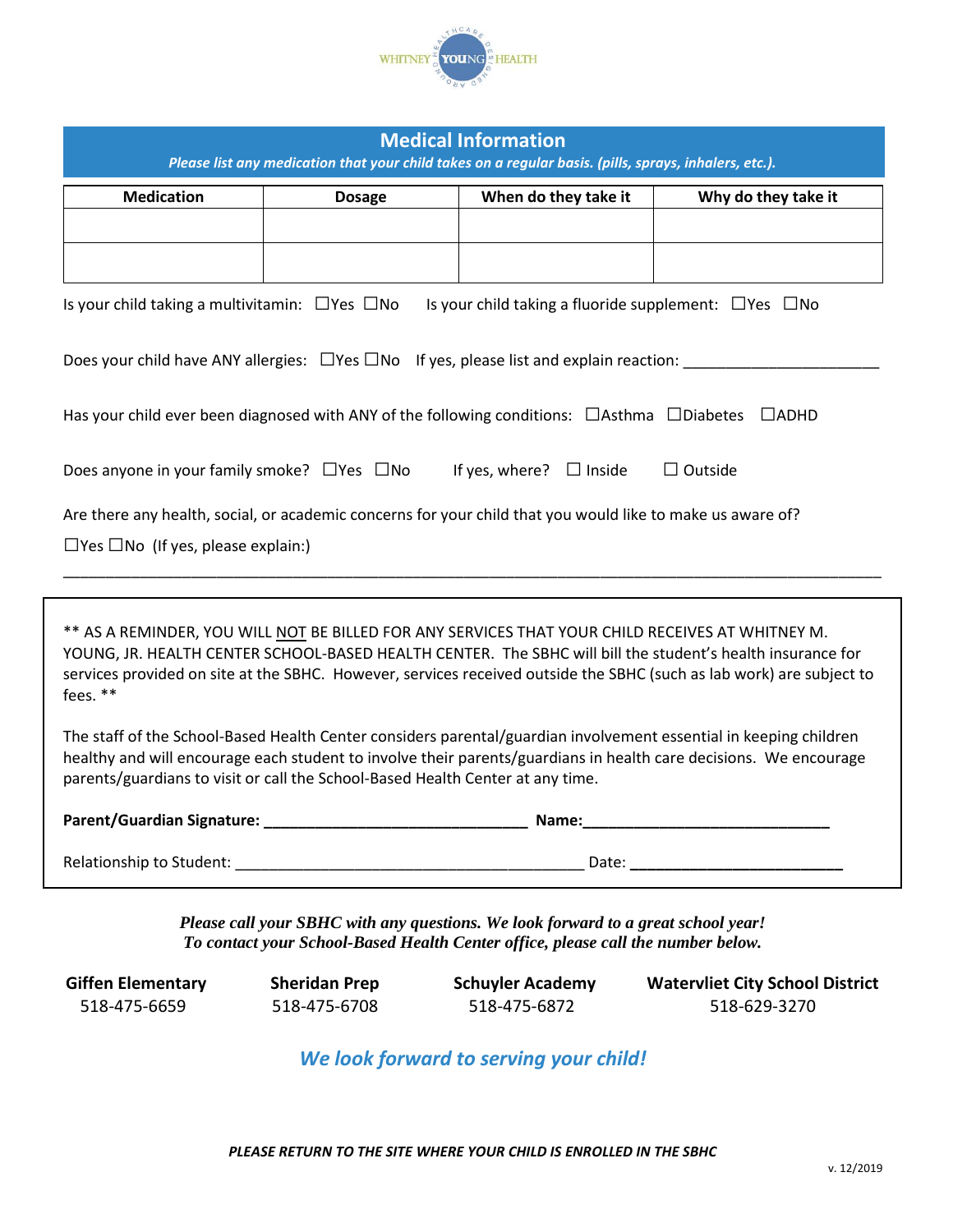## Medical Information

***Please list any medication that your child takes on a regular basis. (pills, sprays, inhalers, etc.).***

| Medication | Dosage | When do they take it | Why do they take it |
|---|---|---|---|
| | | | |
| | | | |

Is your child taking a multivitamin: ☐Yes ☐No  Is your child taking a fluoride supplement: ☐Yes ☐No

Does your child have ANY allergies: ☐Yes ☐No  If yes, please list and explain reaction: _______________________

Has your child ever been diagnosed with ANY of the following conditions: ☐Asthma ☐Diabetes ☐ADHD

Does anyone in your family smoke? ☐Yes ☐No  If yes, where? ☐ Inside ☐ Outside

Are there any health, social, or academic concerns for your child that you would like to make us aware of?

☐Yes ☐No (If yes, please explain:)

_______________________________________________________________________________________________

** AS A REMINDER, YOU WILL <u>NOT</u> BE BILLED FOR ANY SERVICES THAT YOUR CHILD RECEIVES AT WHITNEY M. YOUNG, JR. HEALTH CENTER SCHOOL-BASED HEALTH CENTER. The SBHC will bill the student's health insurance for services provided on site at the SBHC. However, services received outside the SBHC (such as lab work) are subject to fees. **

The staff of the School-Based Health Center considers parental/guardian involvement essential in keeping children healthy and will encourage each student to involve their parents/guardians in health care decisions. We encourage parents/guardians to visit or call the School-Based Health Center at any time.

**Parent/Guardian Signature: _______________________________ Name:_____________________________**

Relationship to Student: _________________________________________ Date: **_________________________**

***Please call your SBHC with any questions. We look forward to a great school year!***
***To contact your School-Based Health Center office, please call the number below.***

| Giffen Elementary | Sheridan Prep | Schuyler Academy | Watervliet City School District |
|---|---|---|---|
| 518-475-6659 | 518-475-6708 | 518-475-6872 | 518-629-3270 |

***We look forward to serving your child!***

***PLEASE RETURN TO THE SITE WHERE YOUR CHILD IS ENROLLED IN THE SBHC***

v. 12/2019